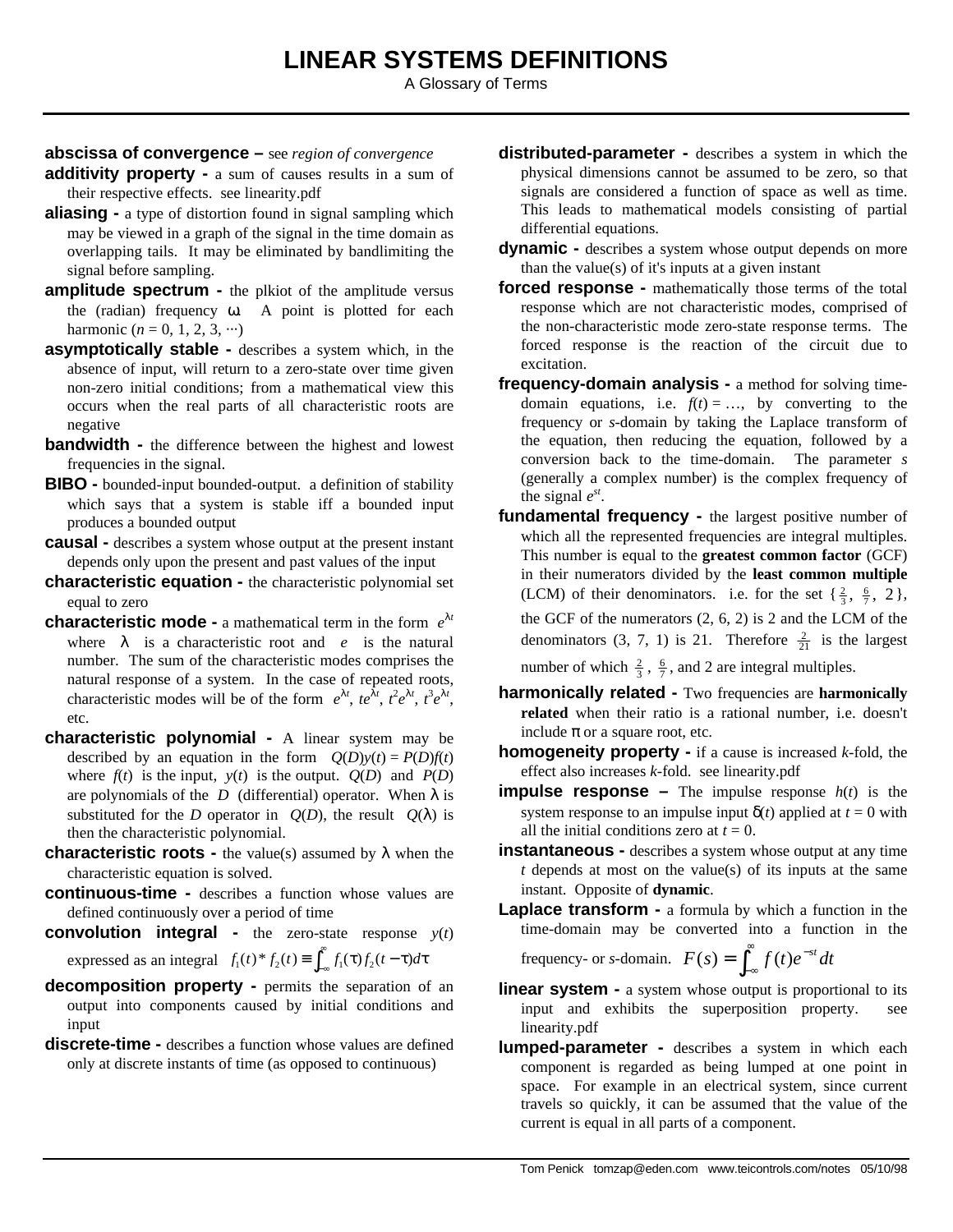# LINEAR SYSTEMS DEFINITIONS

A Glossary of Terms

**abscissa of convergence –** see *region of convergence*

**additivity property -** a sum of causes results in a sum of their respective effects. see linearity.pdf

**aliasing -** a type of distortion found in signal sampling which may be viewed in a graph of the signal in the time domain as overlapping tails. It may be eliminated by bandlimiting the signal before sampling.

**amplitude spectrum -** the plkiot of the amplitude versus the (radian) frequency $\omega$. A point is plotted for each harmonic ($n$ = 0, 1, 2, 3, ···)

**asymptotically stable -** describes a system which, in the absence of input, will return to a zero-state over time given non-zero initial conditions; from a mathematical view this occurs when the real parts of all characteristic roots are negative

**bandwidth -** the difference between the highest and lowest frequencies in the signal.

**BIBO -** bounded-input bounded-output. a definition of stability which says that a system is stable iff a bounded input produces a bounded output

**causal -** describes a system whose output at the present instant depends only upon the present and past values of the input

**characteristic equation -** the characteristic polynomial set equal to zero

**characteristic mode -** a mathematical term in the form $e^{\lambda t}$ where $\lambda$ is a characteristic root and $e$ is the natural number. The sum of the characteristic modes comprises the natural response of a system. In the case of repeated roots, characteristic modes will be of the form $e^{\lambda t}$, $te^{\lambda t}$, $t^2e^{\lambda t}$, $t^3e^{\lambda t}$, etc.

**characteristic polynomial -** A linear system may be described by an equation in the form $Q(D)y(t) = P(D)f(t)$ where $f(t)$ is the input, $y(t)$ is the output. $Q(D)$ and $P(D)$ are polynomials of the $D$ (differential) operator. When $\lambda$ is substituted for the $D$ operator in $Q(D)$, the result $Q(\lambda)$ is then the characteristic polynomial.

**characteristic roots -** the value(s) assumed by $\lambda$ when the characteristic equation is solved.

**continuous-time -** describes a function whose values are defined continuously over a period of time

**convolution integral -** the zero-state response $y(t)$ expressed as an integral $f_1(t) * f_2(t) \equiv \int_{-\infty}^{\infty} f_1(\tau) f_2(t-\tau) d\tau$

**decomposition property -** permits the separation of an output into components caused by initial conditions and input

**discrete-time -** describes a function whose values are defined only at discrete instants of time (as opposed to continuous)

**distributed-parameter -** describes a system in which the physical dimensions cannot be assumed to be zero, so that signals are considered a function of space as well as time. This leads to mathematical models consisting of partial differential equations.

**dynamic -** describes a system whose output depends on more than the value(s) of it's inputs at a given instant

**forced response -** mathematically those terms of the total response which are not characteristic modes, comprised of the non-characteristic mode zero-state response terms. The forced response is the reaction of the circuit due to excitation.

**frequency-domain analysis -** a method for solving time-domain equations, i.e. $f(t) = \ldots$, by converting to the frequency or $s$-domain by taking the Laplace transform of the equation, then reducing the equation, followed by a conversion back to the time-domain. The parameter $s$ (generally a complex number) is the complex frequency of the signal $e^{st}$.

**fundamental frequency -** the largest positive number of which all the represented frequencies are integral multiples. This number is equal to the **greatest common factor** (GCF) in their numerators divided by the **least common multiple** (LCM) of their denominators. i.e. for the set $\{\frac{2}{3}, \frac{6}{7}, 2\}$, the GCF of the numerators (2, 6, 2) is 2 and the LCM of the denominators (3, 7, 1) is 21. Therefore $\frac{2}{21}$ is the largest number of which $\frac{2}{3}$, $\frac{6}{7}$, and 2 are integral multiples.

**harmonically related -** Two frequencies are **harmonically related** when their ratio is a rational number, i.e. doesn't include $\pi$ or a square root, etc.

**homogeneity property -** if a cause is increased $k$-fold, the effect also increases $k$-fold. see linearity.pdf

**impulse response –** The impulse response $h(t)$ is the system response to an impulse input $\delta(t)$ applied at $t = 0$ with all the initial conditions zero at $t = 0$.

**instantaneous -** describes a system whose output at any time $t$ depends at most on the value(s) of its inputs at the same instant. Opposite of **dynamic**.

**Laplace transform -** a formula by which a function in the time-domain may be converted into a function in the frequency- or $s$-domain. $F(s) = \int_{-\infty}^{\infty} f(t)e^{-st} dt$

**linear system -** a system whose output is proportional to its input and exhibits the superposition property. see linearity.pdf

**lumped-parameter -** describes a system in which each component is regarded as being lumped at one point in space. For example in an electrical system, since current travels so quickly, it can be assumed that the value of the current is equal in all parts of a component.

Tom Penick tomzap@eden.com www.teicontrols.com/notes 05/10/98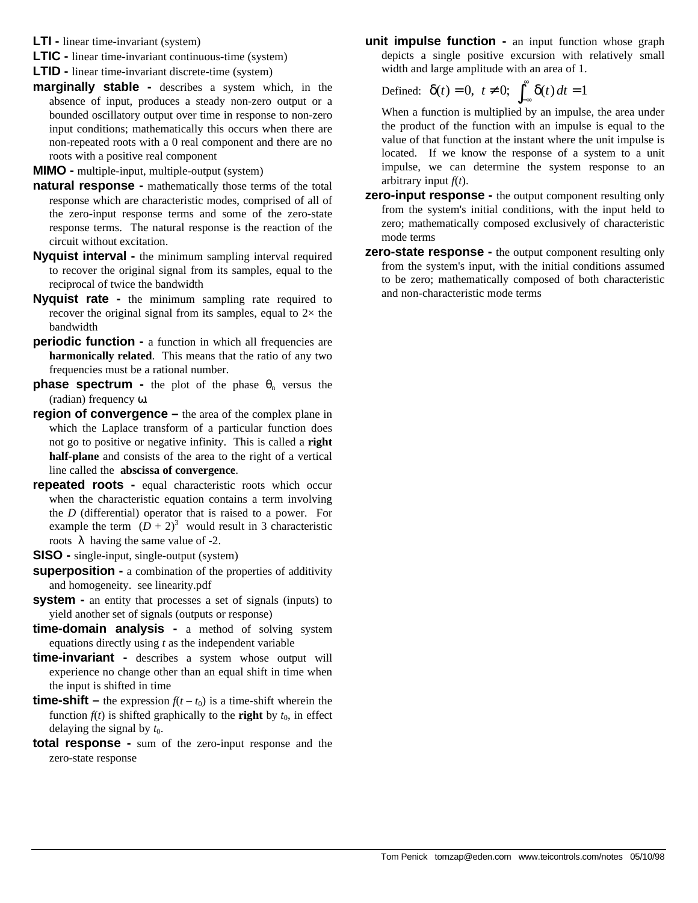**LTI -** linear time-invariant (system)

**LTIC -** linear time-invariant continuous-time (system)

**LTID -** linear time-invariant discrete-time (system)

**marginally stable -** describes a system which, in the absence of input, produces a steady non-zero output or a bounded oscillatory output over time in response to non-zero input conditions; mathematically this occurs when there are non-repeated roots with a 0 real component and there are no roots with a positive real component

**MIMO -** multiple-input, multiple-output (system)

**natural response -** mathematically those terms of the total response which are characteristic modes, comprised of all of the zero-input response terms and some of the zero-state response terms. The natural response is the reaction of the circuit without excitation.

**Nyquist interval -** the minimum sampling interval required to recover the original signal from its samples, equal to the reciprocal of twice the bandwidth

**Nyquist rate -** the minimum sampling rate required to recover the original signal from its samples, equal to 2× the bandwidth

**periodic function -** a function in which all frequencies are **harmonically related**. This means that the ratio of any two frequencies must be a rational number.

**phase spectrum -** the plot of the phase $\theta_n$ versus the (radian) frequency $\omega$.

**region of convergence –** the area of the complex plane in which the Laplace transform of a particular function does not go to positive or negative infinity. This is called a **right half-plane** and consists of the area to the right of a vertical line called the **abscissa of convergence**.

**repeated roots -** equal characteristic roots which occur when the characteristic equation contains a term involving the *D* (differential) operator that is raised to a power. For example the term $(D+2)^3$ would result in 3 characteristic roots $\lambda$ having the same value of -2.

**SISO -** single-input, single-output (system)

**superposition -** a combination of the properties of additivity and homogeneity. see linearity.pdf

**system -** an entity that processes a set of signals (inputs) to yield another set of signals (outputs or response)

**time-domain analysis -** a method of solving system equations directly using *t* as the independent variable

**time-invariant -** describes a system whose output will experience no change other than an equal shift in time when the input is shifted in time

**time-shift –** the expression $f(t-t_0)$ is a time-shift wherein the function $f(t)$ is shifted graphically to the **right** by $t_0$, in effect delaying the signal by $t_0$.

**total response -** sum of the zero-input response and the zero-state response

**unit impulse function -** an input function whose graph depicts a single positive excursion with relatively small width and large amplitude with an area of 1.

Defined: $\delta(t)=0,\ t\neq 0;\ \int_{-\infty}^{\infty}\delta(t)\,dt=1$

When a function is multiplied by an impulse, the area under the product of the function with an impulse is equal to the value of that function at the instant where the unit impulse is located. If we know the response of a system to a unit impulse, we can determine the system response to an arbitrary input $f(t)$.

**zero-input response -** the output component resulting only from the system's initial conditions, with the input held to zero; mathematically composed exclusively of characteristic mode terms

**zero-state response -** the output component resulting only from the system's input, with the initial conditions assumed to be zero; mathematically composed of both characteristic and non-characteristic mode terms